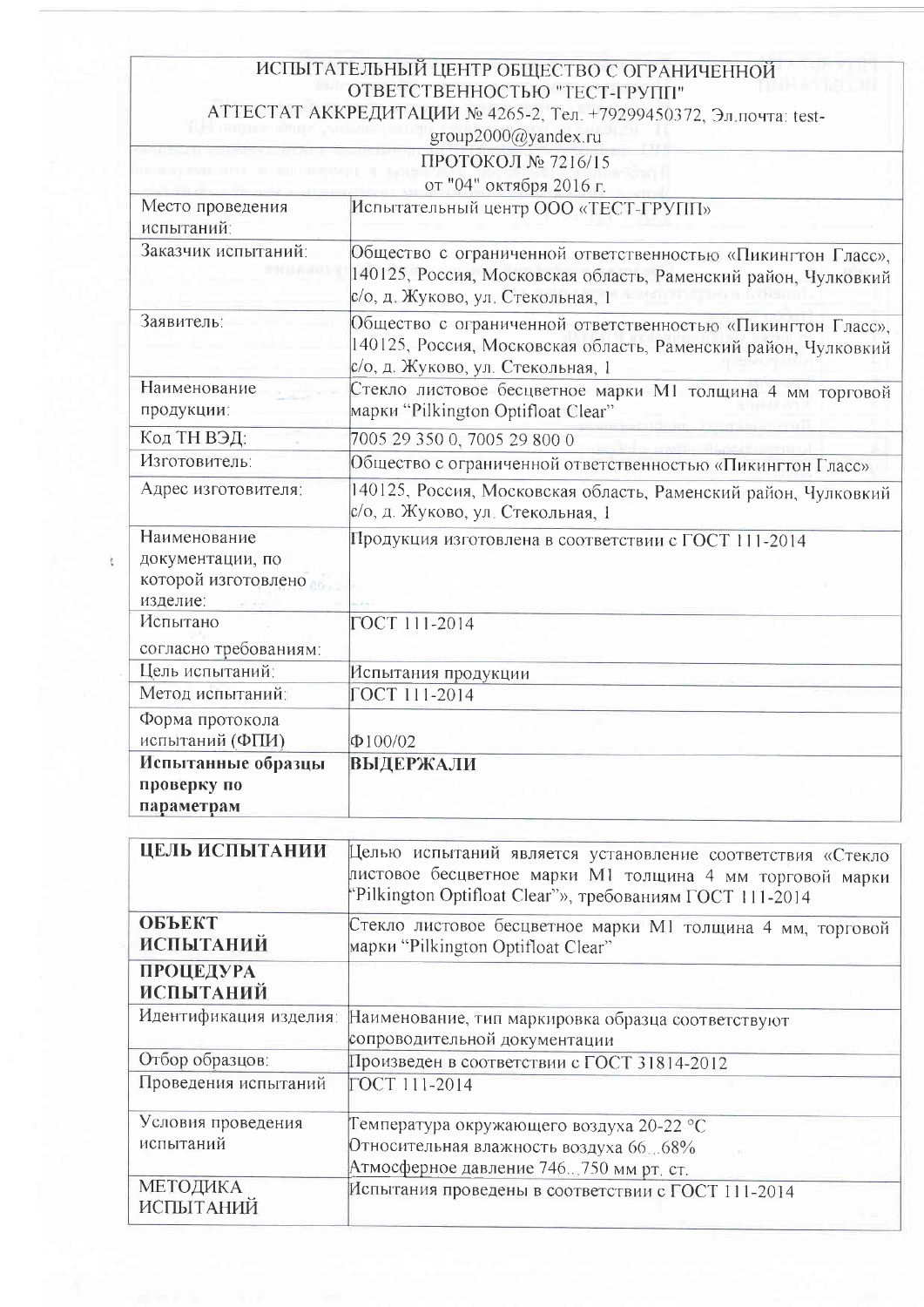**ИСПЫТАТЕЛЬНЫЙ ЦЕНТР ОБЩЕСТВО С ОГРАНИЧЕННОЙ ОТВЕТСТВЕННОСТЬЮ "ТЕСТ-ГРУПП"**

АТТЕСТАТ АККРЕДИТАЦИИ № 4265-2, Тел. +79299450372, Эл.почта: test-group2000@yandex.ru

**ПРОТОКОЛ № 7216/15**

от "04" октября 2016 г.

| | |
|---|---|
| Место проведения испытаний: | Испытательный центр ООО «ТЕСТ-ГРУПП» |
| Заказчик испытаний: | Общество с ограниченной ответственностью «Пикингтон Гласс», 140125, Россия, Московская область, Раменский район, Чулковкий с/о, д. Жуково, ул. Стекольная, 1 |
| Заявитель: | Общество с ограниченной ответственностью «Пикингтон Гласс», 140125, Россия, Московская область, Раменский район, Чулковкий с/о, д. Жуково, ул. Стекольная, 1 |
| Наименование продукции: | Стекло листовое бесцветное марки М1 толщина 4 мм торговой марки "Pilkington Optifloat Clear" |
| Код ТН ВЭД: | 7005 29 350 0, 7005 29 800 0 |
| Изготовитель: | Общество с ограниченной ответственностью «Пикингтон Гласс» |
| Адрес изготовителя: | 140125, Россия, Московская область, Раменский район, Чулковкий с/о, д. Жуково, ул. Стекольная, 1 |
| Наименование документации, по которой изготовлено изделие: | Продукция изготовлена в соответствии с ГОСТ 111-2014 |
| Испытано согласно требованиям: | ГОСТ 111-2014 |
| Цель испытаний: | Испытания продукции |
| Метод испытаний: | ГОСТ 111-2014 |
| Форма протокола испытаний (ФПИ) | Ф100/02 |
| **Испытанные образцы проверку по параметрам** | **ВЫДЕРЖАЛИ** |

| | |
|---|---|
| **ЦЕЛЬ ИСПЫТАНИИ** | Целью испытаний является установление соответствия «Стекло листовое бесцветное марки М1 толщина 4 мм торговой марки "Pilkington Optifloat Clear"», требованиям ГОСТ 111-2014 |
| **ОБЪЕКТ ИСПЫТАНИЙ** | Стекло листовое бесцветное марки М1 толщина 4 мм, торговой марки "Pilkington Optifloat Clear" |
| **ПРОЦЕДУРА ИСПЫТАНИЙ** | |
| Идентификация изделия: | Наименование, тип маркировка образца соответствуют сопроводительной документации |
| Отбор образцов: | Произведен в соответствии с ГОСТ 31814-2012 |
| Проведения испытаний | ГОСТ 111-2014 |
| Условия проведения испытаний | Температура окружающего воздуха 20-22 °С<br>Относительная влажность воздуха 66...68%<br>Атмосферное давление 746...750 мм рт. ст. |
| **МЕТОДИКА ИСПЫТАНИЙ** | Испытания проведены в соответствии с ГОСТ 111-2014 |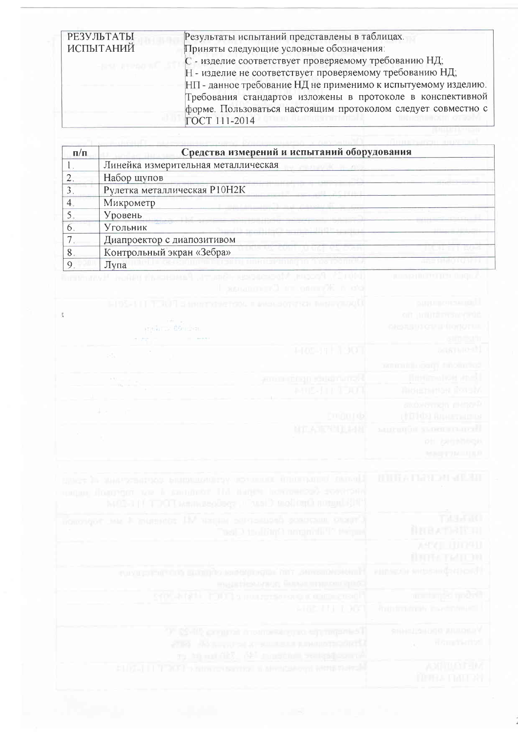| РЕЗУЛЬТАТЫ ИСПЫТАНИЙ | Результаты испытаний представлены в таблицах. Приняты следующие условные обозначения: С - изделие соответствует проверяемому требованию НД; Н - изделие не соответствует проверяемому требованию НД; НП - данное требование НД не применимо к испытуемому изделию. Требования стандартов изложены в протоколе в конспективной форме. Пользоваться настоящим протоколом следует совместно с ГОСТ 111-2014 |
|---|---|

| п/п | Средства измерений и испытаний оборудования |
|---|---|
| 1. | Линейка измерительная металлическая |
| 2. | Набор щупов |
| 3. | Рулетка металлическая Р10Н2К |
| 4. | Микрометр |
| 5. | Уровень |
| 6. | Угольник |
| 7. | Диапроектор с диапозитивом |
| 8. | Контрольный экран «Зебра» |
| 9. | Лупа |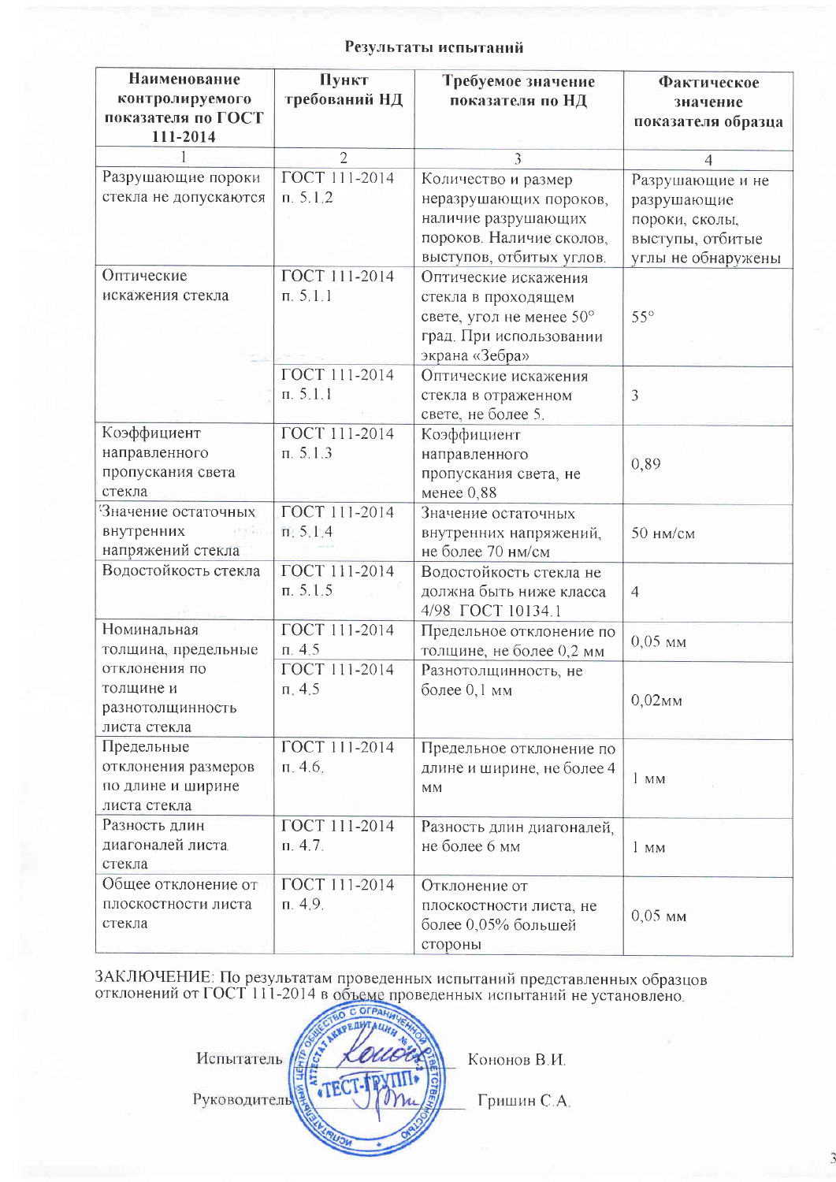**Результаты испытаний**

| Наименование контролируемого показателя по ГОСТ 111-2014 | Пункт требований НД | Требуемое значение показателя по НД | Фактическое значение показателя образца |
|---|---|---|---|
| 1 | 2 | 3 | 4 |
| Разрушающие пороки стекла не допускаются | ГОСТ 111-2014 п. 5.1.2 | Количество и размер неразрушающих пороков, наличие разрушающих пороков. Наличие сколов, выступов, отбитых углов. | Разрушающие и не разрушающие пороки, сколы, выступы, отбитые углы не обнаружены |
| Оптические искажения стекла | ГОСТ 111-2014 п. 5.1.1 | Оптические искажения стекла в проходящем свете, угол не менее 50° град. При использовании экрана «Зебра» | 55° |
| | ГОСТ 111-2014 п. 5.1.1 | Оптические искажения стекла в отраженном свете, не более 5. | 3 |
| Коэффициент направленного пропускания света стекла | ГОСТ 111-2014 п. 5.1.3 | Коэффициент направленного пропускания света, не менее 0,88 | 0,89 |
| Значение остаточных внутренних напряжений стекла | ГОСТ 111-2014 п. 5.1.4 | Значение остаточных внутренних напряжений, не более 70 нм/см | 50 нм/см |
| Водостойкость стекла | ГОСТ 111-2014 п. 5.1.5 | Водостойкость стекла не должна быть ниже класса 4/98 ГОСТ 10134.1 | 4 |
| Номинальная толщина, предельные отклонения по толщине и разнотолщинность листа стекла | ГОСТ 111-2014 п. 4.5 | Предельное отклонение по толщине, не более 0,2 мм | 0,05 мм |
| | ГОСТ 111-2014 п. 4.5 | Разнотолщинность, не более 0,1 мм | 0,02мм |
| Предельные отклонения размеров по длине и ширине листа стекла | ГОСТ 111-2014 п. 4.6. | Предельное отклонение по длине и ширине, не более 4 мм | 1 мм |
| Разность длин диагоналей листа стекла | ГОСТ 111-2014 п. 4.7. | Разность длин диагоналей, не более 6 мм | 1 мм |
| Общее отклонение от плоскостности листа стекла | ГОСТ 111-2014 п. 4.9. | Отклонение от плоскостности листа, не более 0,05% большей стороны | 0,05 мм |

ЗАКЛЮЧЕНИЕ: По результатам проведенных испытаний представленных образцов отклонений от ГОСТ 111-2014 в объеме проведенных испытаний не установлено.

Испытатель Кононов В.И.

Руководитель Гришин С.А.